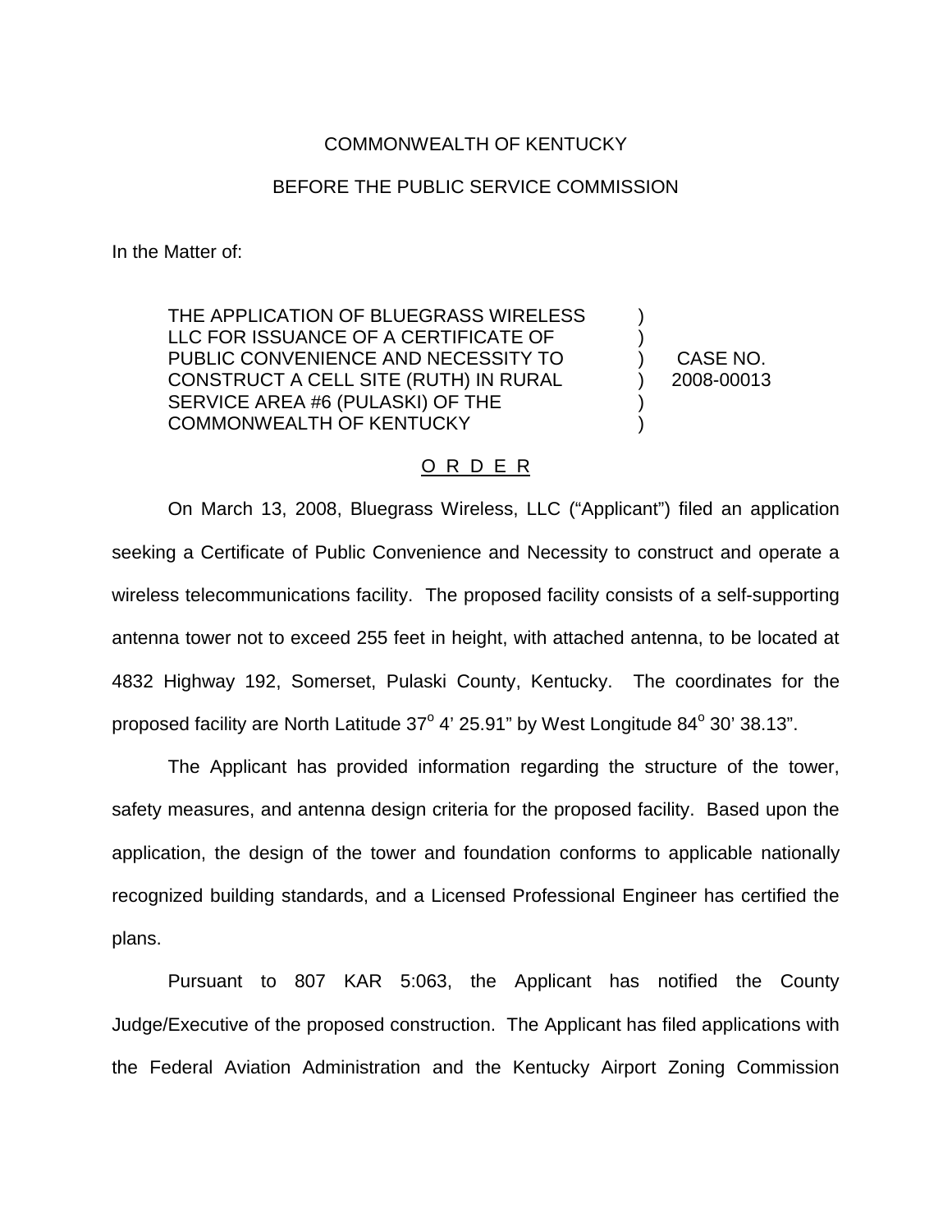COMMONWEALTH OF KENTUCKY

BEFORE THE PUBLIC SERVICE COMMISSION

In the Matter of:

| | | |
|---|---|---|
| THE APPLICATION OF BLUEGRASS WIRELESS LLC FOR ISSUANCE OF A CERTIFICATE OF PUBLIC CONVENIENCE AND NECESSITY TO CONSTRUCT A CELL SITE (RUTH) IN RURAL SERVICE AREA #6 (PULASKI) OF THE COMMONWEALTH OF KENTUCKY | ) | CASE NO. 2008-00013 |

O R D E R

On March 13, 2008, Bluegrass Wireless, LLC ("Applicant") filed an application seeking a Certificate of Public Convenience and Necessity to construct and operate a wireless telecommunications facility. The proposed facility consists of a self-supporting antenna tower not to exceed 255 feet in height, with attached antenna, to be located at 4832 Highway 192, Somerset, Pulaski County, Kentucky. The coordinates for the proposed facility are North Latitude 37° 4' 25.91" by West Longitude 84° 30' 38.13".

The Applicant has provided information regarding the structure of the tower, safety measures, and antenna design criteria for the proposed facility. Based upon the application, the design of the tower and foundation conforms to applicable nationally recognized building standards, and a Licensed Professional Engineer has certified the plans.

Pursuant to 807 KAR 5:063, the Applicant has notified the County Judge/Executive of the proposed construction. The Applicant has filed applications with the Federal Aviation Administration and the Kentucky Airport Zoning Commission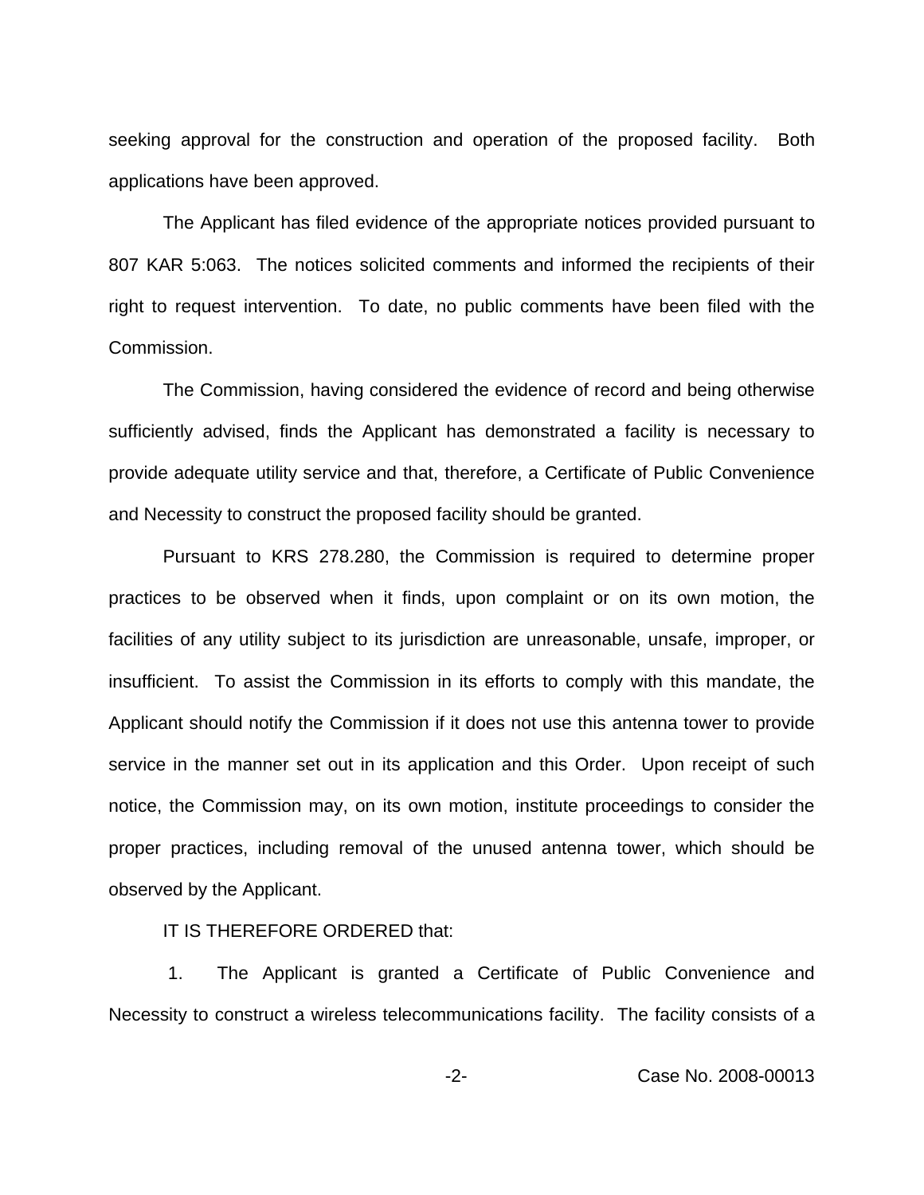seeking approval for the construction and operation of the proposed facility. Both applications have been approved.

The Applicant has filed evidence of the appropriate notices provided pursuant to 807 KAR 5:063. The notices solicited comments and informed the recipients of their right to request intervention. To date, no public comments have been filed with the Commission.

The Commission, having considered the evidence of record and being otherwise sufficiently advised, finds the Applicant has demonstrated a facility is necessary to provide adequate utility service and that, therefore, a Certificate of Public Convenience and Necessity to construct the proposed facility should be granted.

Pursuant to KRS 278.280, the Commission is required to determine proper practices to be observed when it finds, upon complaint or on its own motion, the facilities of any utility subject to its jurisdiction are unreasonable, unsafe, improper, or insufficient. To assist the Commission in its efforts to comply with this mandate, the Applicant should notify the Commission if it does not use this antenna tower to provide service in the manner set out in its application and this Order. Upon receipt of such notice, the Commission may, on its own motion, institute proceedings to consider the proper practices, including removal of the unused antenna tower, which should be observed by the Applicant.

IT IS THEREFORE ORDERED that:

1. The Applicant is granted a Certificate of Public Convenience and Necessity to construct a wireless telecommunications facility. The facility consists of a

Case No. 2008-00013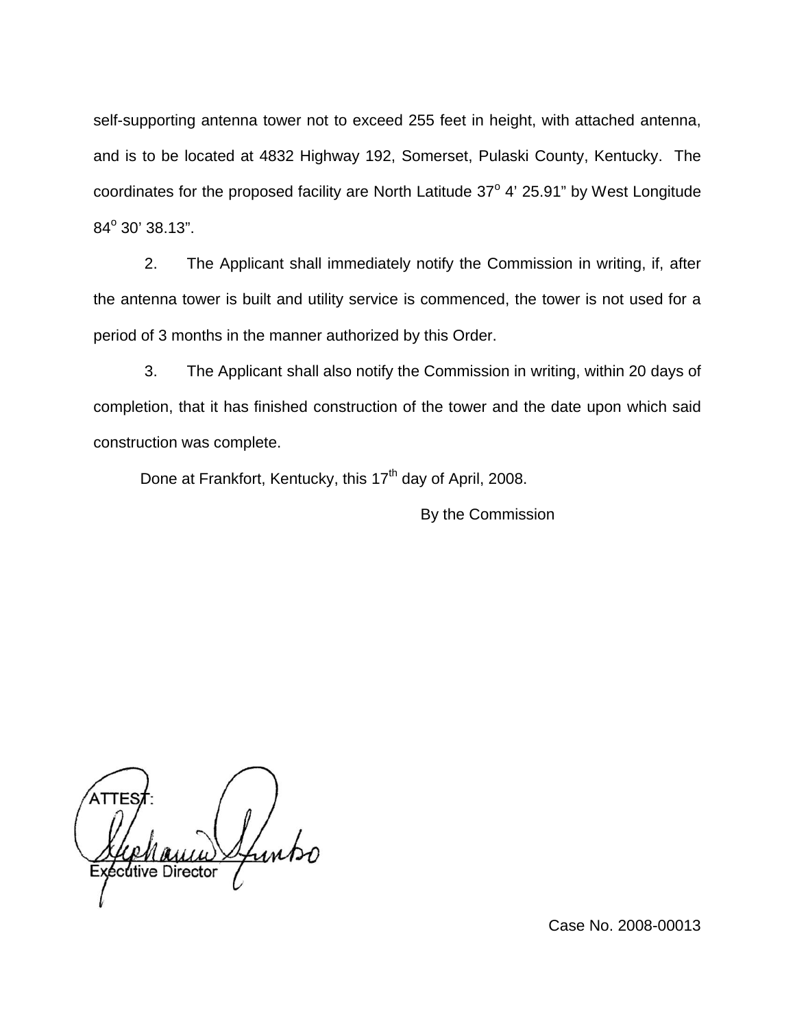self-supporting antenna tower not to exceed 255 feet in height, with attached antenna, and is to be located at 4832 Highway 192, Somerset, Pulaski County, Kentucky. The coordinates for the proposed facility are North Latitude 37° 4' 25.91" by West Longitude 84° 30' 38.13".

2. The Applicant shall immediately notify the Commission in writing, if, after the antenna tower is built and utility service is commenced, the tower is not used for a period of 3 months in the manner authorized by this Order.

3. The Applicant shall also notify the Commission in writing, within 20 days of completion, that it has finished construction of the tower and the date upon which said construction was complete.

Done at Frankfort, Kentucky, this 17th day of April, 2008.

By the Commission

ATTEST:

Executive Director

Case No. 2008-00013